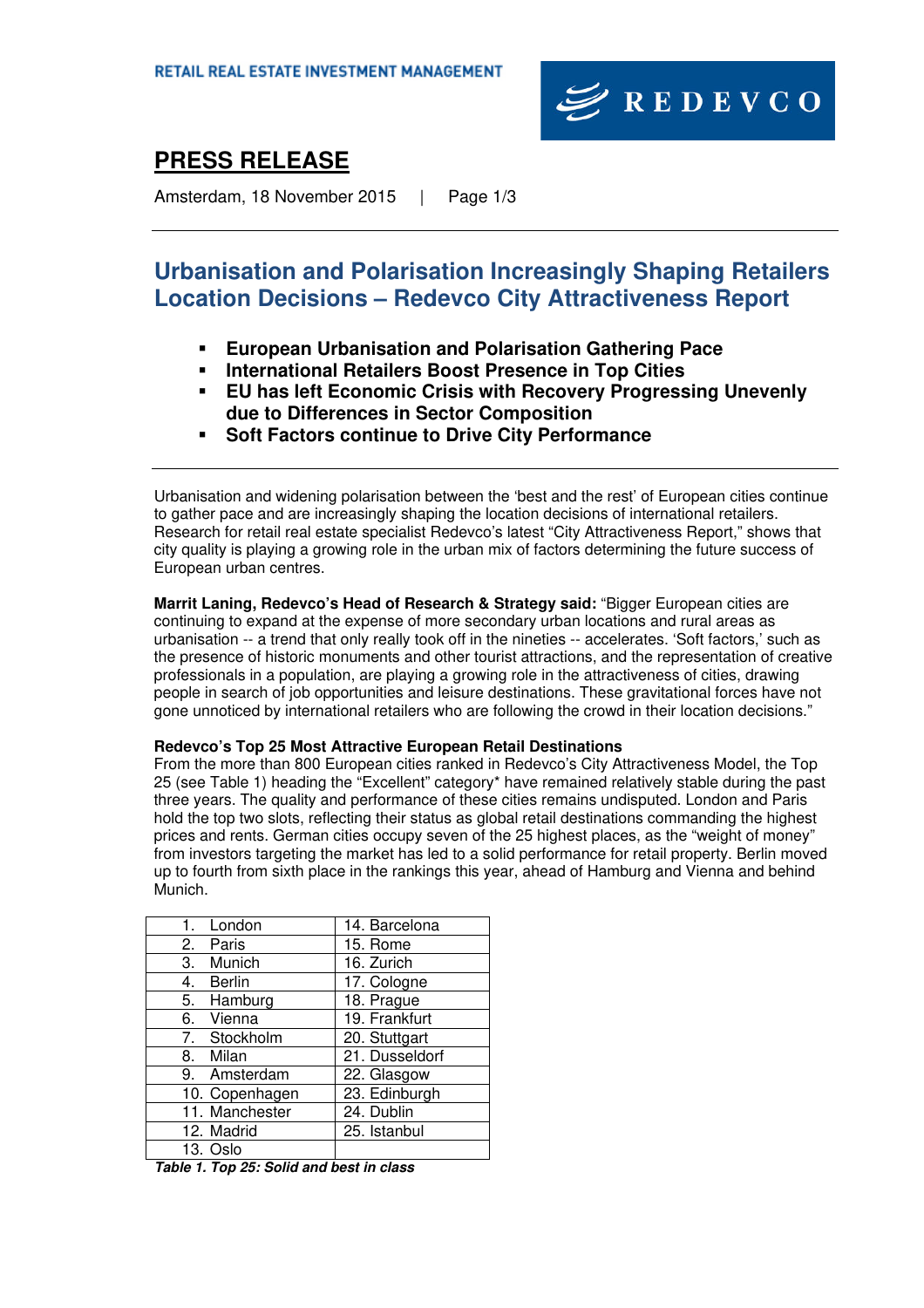RETAIL REAL ESTATE INVESTMENT MANAGEMENT

REDEVCO

# PRESS RELEASE

Amsterdam, 18 November 2015

## Urbanisation and Polarisation Increasingly Shaping Retailers Location Decisions – Redevco City Attractiveness Report

- **European Urbanisation and Polarisation Gathering Pace**
- **International Retailers Boost Presence in Top Cities**
- **EU has left Economic Crisis with Recovery Progressing Unevenly due to Differences in Sector Composition**
- **Soft Factors continue to Drive City Performance**

Urbanisation and widening polarisation between the 'best and the rest' of European cities continue to gather pace and are increasingly shaping the location decisions of international retailers. Research for retail real estate specialist Redevco's latest "City Attractiveness Report," shows that city quality is playing a growing role in the urban mix of factors determining the future success of European urban centres.

**Marrit Laning, Redevco's Head of Research & Strategy said:** "Bigger European cities are continuing to expand at the expense of more secondary urban locations and rural areas as urbanisation -- a trend that only really took off in the nineties -- accelerates. 'Soft factors,' such as the presence of historic monuments and other tourist attractions, and the representation of creative professionals in a population, are playing a growing role in the attractiveness of cities, drawing people in search of job opportunities and leisure destinations. These gravitational forces have not gone unnoticed by international retailers who are following the crowd in their location decisions."

**Redevco's Top 25 Most Attractive European Retail Destinations**

From the more than 800 European cities ranked in Redevco's City Attractiveness Model, the Top 25 (see Table 1) heading the "Excellent" category* have remained relatively stable during the past three years. The quality and performance of these cities remains undisputed. London and Paris hold the top two slots, reflecting their status as global retail destinations commanding the highest prices and rents. German cities occupy seven of the 25 highest places, as the "weight of money" from investors targeting the market has led to a solid performance for retail property. Berlin moved up to fourth from sixth place in the rankings this year, ahead of Hamburg and Vienna and behind Munich.

| | |
|---|---|
| 1. London | 14. Barcelona |
| 2. Paris | 15. Rome |
| 3. Munich | 16. Zurich |
| 4. Berlin | 17. Cologne |
| 5. Hamburg | 18. Prague |
| 6. Vienna | 19. Frankfurt |
| 7. Stockholm | 20. Stuttgart |
| 8. Milan | 21. Dusseldorf |
| 9. Amsterdam | 22. Glasgow |
| 10. Copenhagen | 23. Edinburgh |
| 11. Manchester | 24. Dublin |
| 12. Madrid | 25. Istanbul |
| 13. Oslo | |

***Table 1. Top 25: Solid and best in class***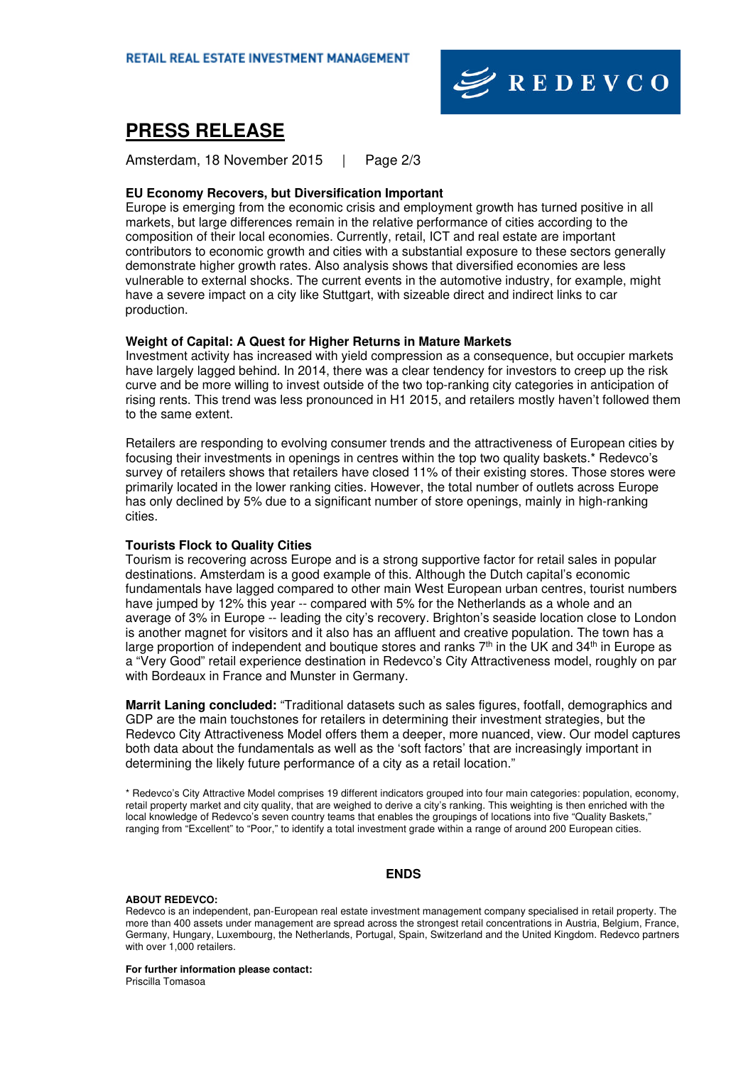# PRESS RELEASE

Amsterdam, 18 November 2015

**EU Economy Recovers, but Diversification Important**

Europe is emerging from the economic crisis and employment growth has turned positive in all markets, but large differences remain in the relative performance of cities according to the composition of their local economies. Currently, retail, ICT and real estate are important contributors to economic growth and cities with a substantial exposure to these sectors generally demonstrate higher growth rates. Also analysis shows that diversified economies are less vulnerable to external shocks. The current events in the automotive industry, for example, might have a severe impact on a city like Stuttgart, with sizeable direct and indirect links to car production.

**Weight of Capital: A Quest for Higher Returns in Mature Markets**

Investment activity has increased with yield compression as a consequence, but occupier markets have largely lagged behind. In 2014, there was a clear tendency for investors to creep up the risk curve and be more willing to invest outside of the two top-ranking city categories in anticipation of rising rents. This trend was less pronounced in H1 2015, and retailers mostly haven't followed them to the same extent.

Retailers are responding to evolving consumer trends and the attractiveness of European cities by focusing their investments in openings in centres within the top two quality baskets.* Redevco's survey of retailers shows that retailers have closed 11% of their existing stores. Those stores were primarily located in the lower ranking cities. However, the total number of outlets across Europe has only declined by 5% due to a significant number of store openings, mainly in high-ranking cities.

**Tourists Flock to Quality Cities**

Tourism is recovering across Europe and is a strong supportive factor for retail sales in popular destinations. Amsterdam is a good example of this. Although the Dutch capital's economic fundamentals have lagged compared to other main West European urban centres, tourist numbers have jumped by 12% this year -- compared with 5% for the Netherlands as a whole and an average of 3% in Europe -- leading the city's recovery. Brighton's seaside location close to London is another magnet for visitors and it also has an affluent and creative population. The town has a large proportion of independent and boutique stores and ranks 7th in the UK and 34th in Europe as a "Very Good" retail experience destination in Redevco's City Attractiveness model, roughly on par with Bordeaux in France and Munster in Germany.

**Marrit Laning concluded:** "Traditional datasets such as sales figures, footfall, demographics and GDP are the main touchstones for retailers in determining their investment strategies, but the Redevco City Attractiveness Model offers them a deeper, more nuanced, view. Our model captures both data about the fundamentals as well as the 'soft factors' that are increasingly important in determining the likely future performance of a city as a retail location."

* Redevco's City Attractive Model comprises 19 different indicators grouped into four main categories: population, economy, retail property market and city quality, that are weighed to derive a city's ranking. This weighting is then enriched with the local knowledge of Redevco's seven country teams that enables the groupings of locations into five "Quality Baskets," ranging from "Excellent" to "Poor," to identify a total investment grade within a range of around 200 European cities.

**ENDS**

**ABOUT REDEVCO:**

Redevco is an independent, pan-European real estate investment management company specialised in retail property. The more than 400 assets under management are spread across the strongest retail concentrations in Austria, Belgium, France, Germany, Hungary, Luxembourg, the Netherlands, Portugal, Spain, Switzerland and the United Kingdom. Redevco partners with over 1,000 retailers.

**For further information please contact:**

Priscilla Tomasoa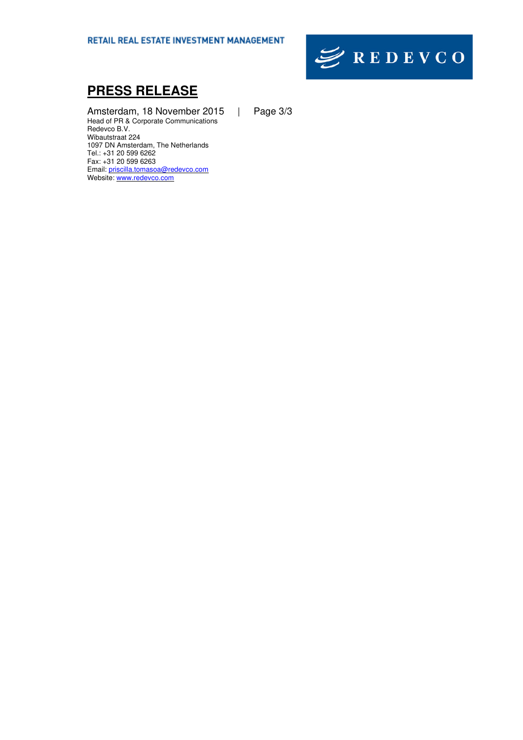Head of PR & Corporate Communications
Redevco B.V.
Wibautstraat 224
1097 DN Amsterdam, The Netherlands
Tel.: +31 20 599 6262
Fax: +31 20 599 6263
Email: priscilla.tomasoa@redevco.com
Website: www.redevco.com